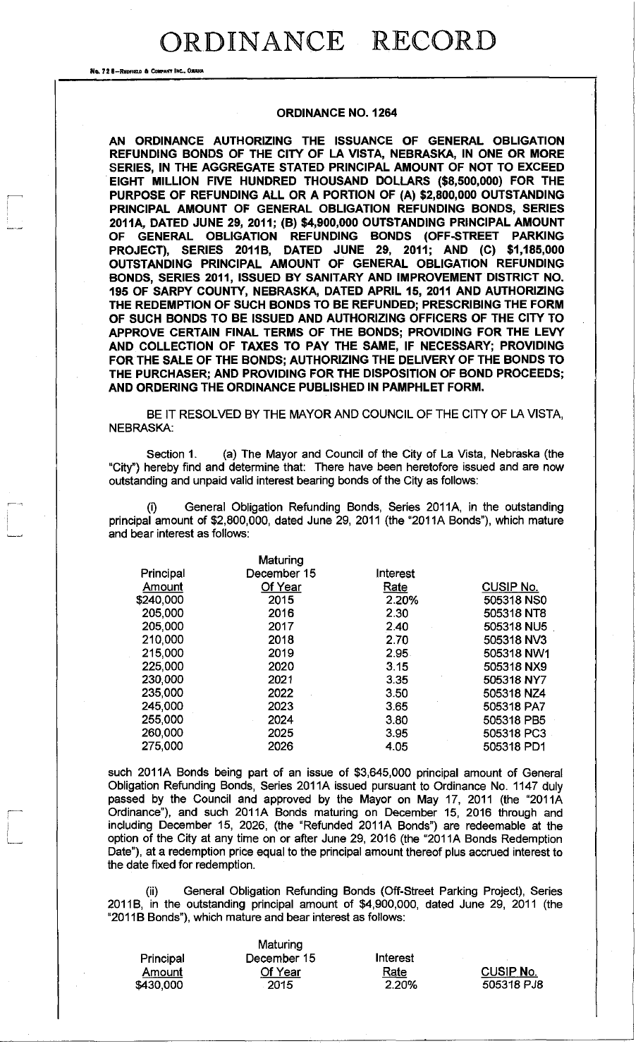# ORDINANCE RECORD

No. 72 8—Redfield & Company Inc., Omaha

## ORDINANCE NO. 1264

**AN ORDINANCE AUTHORIZING THE ISSUANCE OF GENERAL OBLIGATION REFUNDING BONDS OF THE CITY OF LA VISTA, NEBRASKA, IN ONE OR MORE SERIES, IN THE AGGREGATE STATED PRINCIPAL AMOUNT OF NOT TO EXCEED EIGHT MILLION FIVE HUNDRED THOUSAND DOLLARS ($8,500,000) FOR THE PURPOSE OF REFUNDING ALL OR A PORTION OF (A) $2,800,000 OUTSTANDING PRINCIPAL AMOUNT OF GENERAL OBLIGATION REFUNDING BONDS, SERIES 2011A, DATED JUNE 29, 2011; (B) $4,900,000 OUTSTANDING PRINCIPAL AMOUNT OF GENERAL OBLIGATION REFUNDING BONDS (OFF-STREET PARKING PROJECT), SERIES 2011B, DATED JUNE 29, 2011; AND (C) $1,185,000 OUTSTANDING PRINCIPAL AMOUNT OF GENERAL OBLIGATION REFUNDING BONDS, SERIES 2011, ISSUED BY SANITARY AND IMPROVEMENT DISTRICT NO. 195 OF SARPY COUNTY, NEBRASKA, DATED APRIL 15, 2011 AND AUTHORIZING THE REDEMPTION OF SUCH BONDS TO BE REFUNDED; PRESCRIBING THE FORM OF SUCH BONDS TO BE ISSUED AND AUTHORIZING OFFICERS OF THE CITY TO APPROVE CERTAIN FINAL TERMS OF THE BONDS; PROVIDING FOR THE LEVY AND COLLECTION OF TAXES TO PAY THE SAME, IF NECESSARY; PROVIDING FOR THE SALE OF THE BONDS; AUTHORIZING THE DELIVERY OF THE BONDS TO THE PURCHASER; AND PROVIDING FOR THE DISPOSITION OF BOND PROCEEDS; AND ORDERING THE ORDINANCE PUBLISHED IN PAMPHLET FORM.**

BE IT RESOLVED BY THE MAYOR AND COUNCIL OF THE CITY OF LA VISTA, NEBRASKA:

Section 1. (a) The Mayor and Council of the City of La Vista, Nebraska (the "City") hereby find and determine that: There have been heretofore issued and are now outstanding and unpaid valid interest bearing bonds of the City as follows:

(i) General Obligation Refunding Bonds, Series 2011A, in the outstanding principal amount of $2,800,000, dated June 29, 2011 (the "2011A Bonds"), which mature and bear interest as follows:

| Principal Amount | Maturing December 15 Of Year | Interest Rate | CUSIP No. |
|---|---|---|---|
| $240,000 | 2015 | 2.20% | 505318 NS0 |
| 205,000 | 2016 | 2.30 | 505318 NT8 |
| 205,000 | 2017 | 2.40 | 505318 NU5 |
| 210,000 | 2018 | 2.70 | 505318 NV3 |
| 215,000 | 2019 | 2.95 | 505318 NW1 |
| 225,000 | 2020 | 3.15 | 505318 NX9 |
| 230,000 | 2021 | 3.35 | 505318 NY7 |
| 235,000 | 2022 | 3.50 | 505318 NZ4 |
| 245,000 | 2023 | 3.65 | 505318 PA7 |
| 255,000 | 2024 | 3.80 | 505318 PB5 |
| 260,000 | 2025 | 3.95 | 505318 PC3 |
| 275,000 | 2026 | 4.05 | 505318 PD1 |

such 2011A Bonds being part of an issue of $3,645,000 principal amount of General Obligation Refunding Bonds, Series 2011A issued pursuant to Ordinance No. 1147 duly passed by the Council and approved by the Mayor on May 17, 2011 (the "2011A Ordinance"), and such 2011A Bonds maturing on December 15, 2016 through and including December 15, 2026, (the "Refunded 2011A Bonds") are redeemable at the option of the City at any time on or after June 29, 2016 (the "2011A Bonds Redemption Date"), at a redemption price equal to the principal amount thereof plus accrued interest to the date fixed for redemption.

(ii) General Obligation Refunding Bonds (Off-Street Parking Project), Series 2011B, in the outstanding principal amount of $4,900,000, dated June 29, 2011 (the "2011B Bonds"), which mature and bear interest as follows:

| Principal Amount | Maturing December 15 Of Year | Interest Rate | CUSIP No. |
|---|---|---|---|
| $430,000 | 2015 | 2.20% | 505318 PJ8 |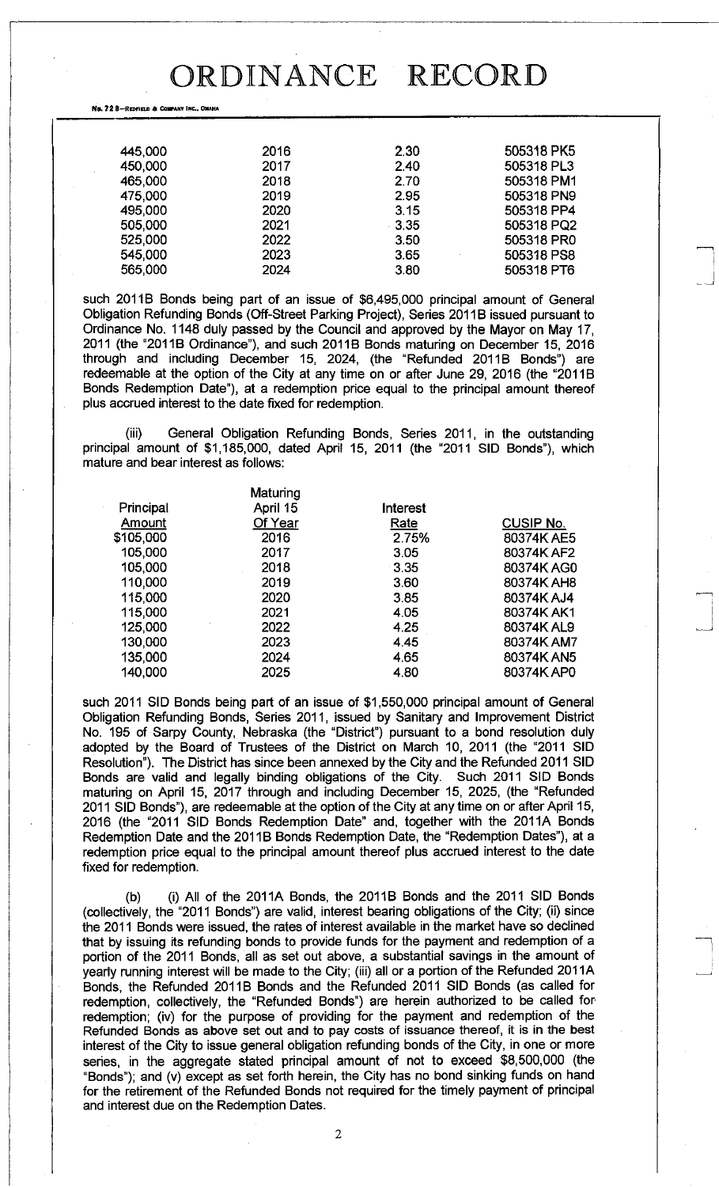| | | | |
|---|---|---|---|
| 445,000 | 2016 | 2.30 | 505318 PK5 |
| 450,000 | 2017 | 2.40 | 505318 PL3 |
| 465,000 | 2018 | 2.70 | 505318 PM1 |
| 475,000 | 2019 | 2.95 | 505318 PN9 |
| 495,000 | 2020 | 3.15 | 505318 PP4 |
| 505,000 | 2021 | 3.35 | 505318 PQ2 |
| 525,000 | 2022 | 3.50 | 505318 PR0 |
| 545,000 | 2023 | 3.65 | 505318 PS8 |
| 565,000 | 2024 | 3.80 | 505318 PT6 |

such 2011B Bonds being part of an issue of $6,495,000 principal amount of General Obligation Refunding Bonds (Off-Street Parking Project), Series 2011B issued pursuant to Ordinance No. 1148 duly passed by the Council and approved by the Mayor on May 17, 2011 (the "2011B Ordinance"), and such 2011B Bonds maturing on December 15, 2016 through and including December 15, 2024, (the "Refunded 2011B Bonds") are redeemable at the option of the City at any time on or after June 29, 2016 (the "2011B Bonds Redemption Date"), at a redemption price equal to the principal amount thereof plus accrued interest to the date fixed for redemption.

(iii) General Obligation Refunding Bonds, Series 2011, in the outstanding principal amount of $1,185,000, dated April 15, 2011 (the "2011 SID Bonds"), which mature and bear interest as follows:

| Principal Amount | Maturing April 15 Of Year | Interest Rate | CUSIP No. |
|---|---|---|---|
| $105,000 | 2016 | 2.75% | 80374K AE5 |
| 105,000 | 2017 | 3.05 | 80374K AF2 |
| 105,000 | 2018 | 3.35 | 80374K AG0 |
| 110,000 | 2019 | 3.60 | 80374K AH8 |
| 115,000 | 2020 | 3.85 | 80374K AJ4 |
| 115,000 | 2021 | 4.05 | 80374K AK1 |
| 125,000 | 2022 | 4.25 | 80374K AL9 |
| 130,000 | 2023 | 4.45 | 80374K AM7 |
| 135,000 | 2024 | 4.65 | 80374K AN5 |
| 140,000 | 2025 | 4.80 | 80374K AP0 |

such 2011 SID Bonds being part of an issue of $1,550,000 principal amount of General Obligation Refunding Bonds, Series 2011, issued by Sanitary and Improvement District No. 195 of Sarpy County, Nebraska (the "District") pursuant to a bond resolution duly adopted by the Board of Trustees of the District on March 10, 2011 (the "2011 SID Resolution"). The District has since been annexed by the City and the Refunded 2011 SID Bonds are valid and legally binding obligations of the City. Such 2011 SID Bonds maturing on April 15, 2017 through and including December 15, 2025, (the "Refunded 2011 SID Bonds"), are redeemable at the option of the City at any time on or after April 15, 2016 (the "2011 SID Bonds Redemption Date" and, together with the 2011A Bonds Redemption Date and the 2011B Bonds Redemption Date, the "Redemption Dates"), at a redemption price equal to the principal amount thereof plus accrued interest to the date fixed for redemption.

(b) (i) All of the 2011A Bonds, the 2011B Bonds and the 2011 SID Bonds (collectively, the "2011 Bonds") are valid, interest bearing obligations of the City; (ii) since the 2011 Bonds were issued, the rates of interest available in the market have so declined that by issuing its refunding bonds to provide funds for the payment and redemption of a portion of the 2011 Bonds, all as set out above, a substantial savings in the amount of yearly running interest will be made to the City; (iii) all or a portion of the Refunded 2011A Bonds, the Refunded 2011B Bonds and the Refunded 2011 SID Bonds (as called for redemption, collectively, the "Refunded Bonds") are herein authorized to be called for redemption; (iv) for the purpose of providing for the payment and redemption of the Refunded Bonds as above set out and to pay costs of issuance thereof, it is in the best interest of the City to issue general obligation refunding bonds of the City, in one or more series, in the aggregate stated principal amount of not to exceed $8,500,000 (the "Bonds"); and (v) except as set forth herein, the City has no bond sinking funds on hand for the retirement of the Refunded Bonds not required for the timely payment of principal and interest due on the Redemption Dates.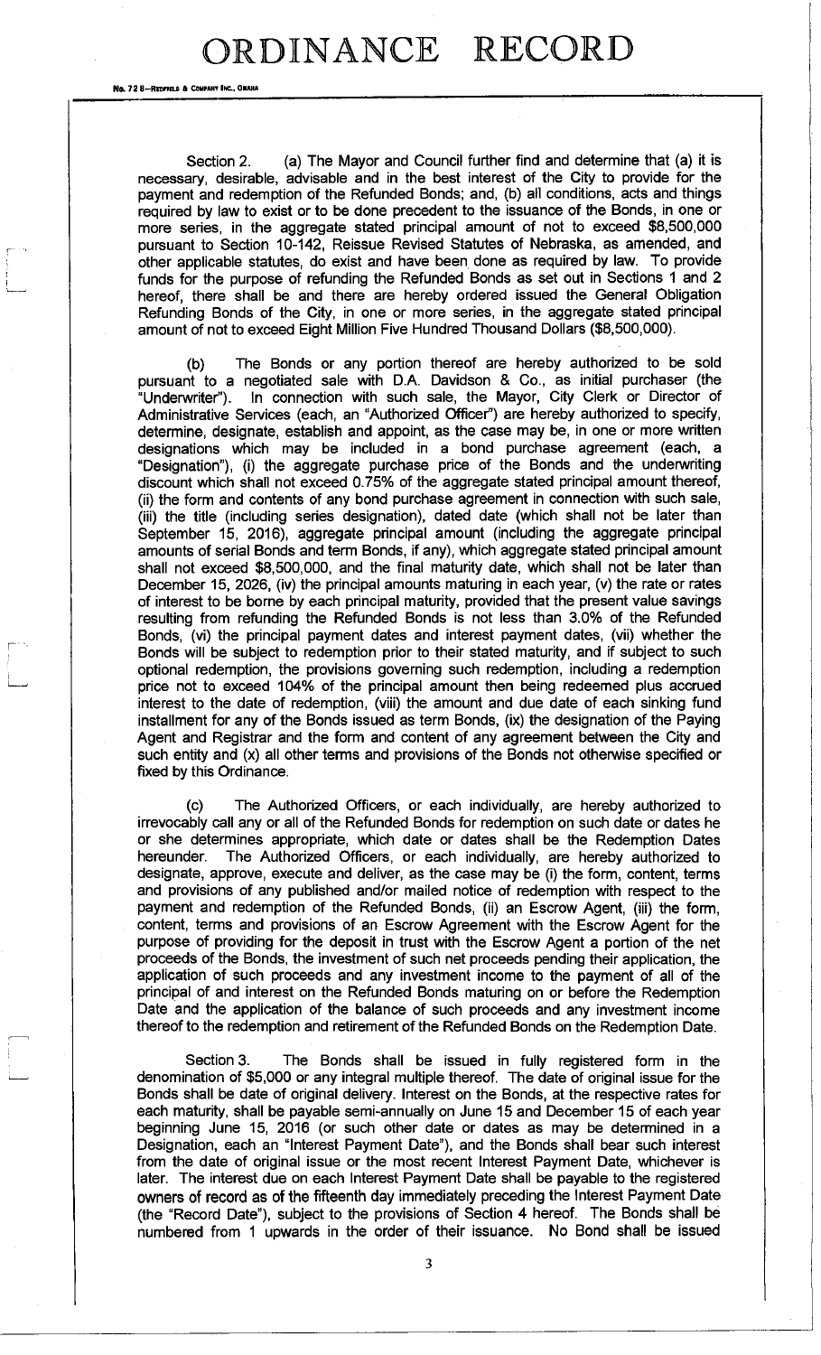Section 2. (a) The Mayor and Council further find and determine that (a) it is necessary, desirable, advisable and in the best interest of the City to provide for the payment and redemption of the Refunded Bonds; and, (b) all conditions, acts and things required by law to exist or to be done precedent to the issuance of the Bonds, in one or more series, in the aggregate stated principal amount of not to exceed $8,500,000 pursuant to Section 10-142, Reissue Revised Statutes of Nebraska, as amended, and other applicable statutes, do exist and have been done as required by law. To provide funds for the purpose of refunding the Refunded Bonds as set out in Sections 1 and 2 hereof, there shall be and there are hereby ordered issued the General Obligation Refunding Bonds of the City, in one or more series, in the aggregate stated principal amount of not to exceed Eight Million Five Hundred Thousand Dollars ($8,500,000).

(b) The Bonds or any portion thereof are hereby authorized to be sold pursuant to a negotiated sale with D.A. Davidson & Co., as initial purchaser (the "Underwriter"). In connection with such sale, the Mayor, City Clerk or Director of Administrative Services (each, an "Authorized Officer") are hereby authorized to specify, determine, designate, establish and appoint, as the case may be, in one or more written designations which may be included in a bond purchase agreement (each, a "Designation"), (i) the aggregate purchase price of the Bonds and the underwriting discount which shall not exceed 0.75% of the aggregate stated principal amount thereof, (ii) the form and contents of any bond purchase agreement in connection with such sale, (iii) the title (including series designation), dated date (which shall not be later than September 15, 2016), aggregate principal amount (including the aggregate principal amounts of serial Bonds and term Bonds, if any), which aggregate stated principal amount shall not exceed $8,500,000, and the final maturity date, which shall not be later than December 15, 2026, (iv) the principal amounts maturing in each year, (v) the rate or rates of interest to be borne by each principal maturity, provided that the present value savings resulting from refunding the Refunded Bonds is not less than 3.0% of the Refunded Bonds, (vi) the principal payment dates and interest payment dates, (vii) whether the Bonds will be subject to redemption prior to their stated maturity, and if subject to such optional redemption, the provisions governing such redemption, including a redemption price not to exceed 104% of the principal amount then being redeemed plus accrued interest to the date of redemption, (viii) the amount and due date of each sinking fund installment for any of the Bonds issued as term Bonds, (ix) the designation of the Paying Agent and Registrar and the form and content of any agreement between the City and such entity and (x) all other terms and provisions of the Bonds not otherwise specified or fixed by this Ordinance.

(c) The Authorized Officers, or each individually, are hereby authorized to irrevocably call any or all of the Refunded Bonds for redemption on such date or dates he or she determines appropriate, which date or dates shall be the Redemption Dates hereunder. The Authorized Officers, or each individually, are hereby authorized to designate, approve, execute and deliver, as the case may be (i) the form, content, terms and provisions of any published and/or mailed notice of redemption with respect to the payment and redemption of the Refunded Bonds, (ii) an Escrow Agent, (iii) the form, content, terms and provisions of an Escrow Agreement with the Escrow Agent for the purpose of providing for the deposit in trust with the Escrow Agent a portion of the net proceeds of the Bonds, the investment of such net proceeds pending their application, the application of such proceeds and any investment income to the payment of all of the principal of and interest on the Refunded Bonds maturing on or before the Redemption Date and the application of the balance of such proceeds and any investment income thereof to the redemption and retirement of the Refunded Bonds on the Redemption Date.

Section 3. The Bonds shall be issued in fully registered form in the denomination of $5,000 or any integral multiple thereof. The date of original issue for the Bonds shall be date of original delivery. Interest on the Bonds, at the respective rates for each maturity, shall be payable semi-annually on June 15 and December 15 of each year beginning June 15, 2016 (or such other date or dates as may be determined in a Designation, each an "Interest Payment Date"), and the Bonds shall bear such interest from the date of original issue or the most recent Interest Payment Date, whichever is later. The interest due on each Interest Payment Date shall be payable to the registered owners of record as of the fifteenth day immediately preceding the Interest Payment Date (the "Record Date"), subject to the provisions of Section 4 hereof. The Bonds shall be numbered from 1 upwards in the order of their issuance. No Bond shall be issued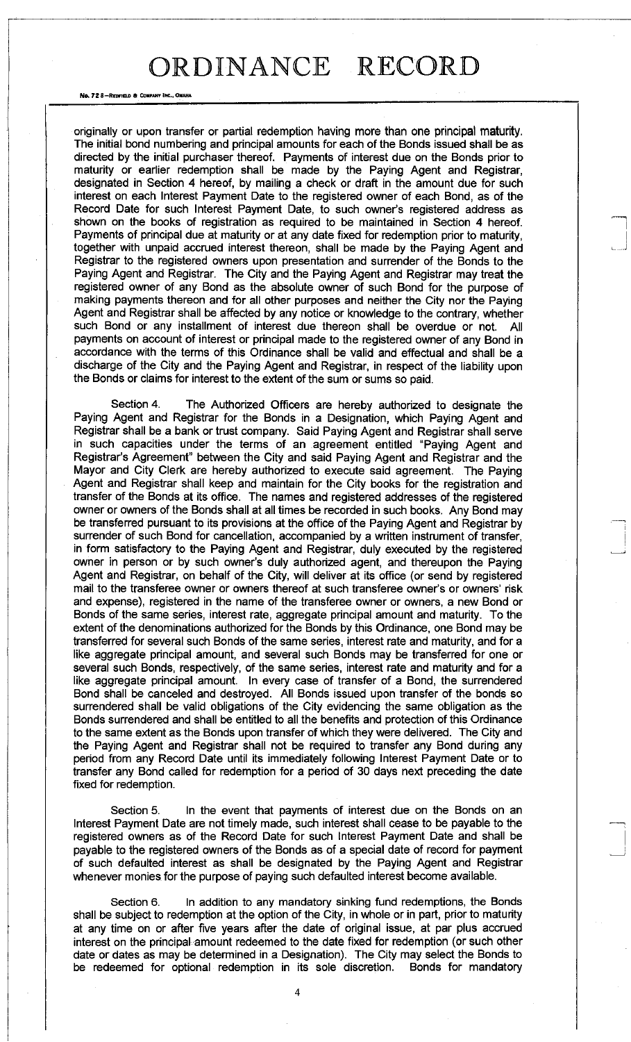originally or upon transfer or partial redemption having more than one principal maturity. The initial bond numbering and principal amounts for each of the Bonds issued shall be as directed by the initial purchaser thereof. Payments of interest due on the Bonds prior to maturity or earlier redemption shall be made by the Paying Agent and Registrar, designated in Section 4 hereof, by mailing a check or draft in the amount due for such interest on each Interest Payment Date to the registered owner of each Bond, as of the Record Date for such Interest Payment Date, to such owner's registered address as shown on the books of registration as required to be maintained in Section 4 hereof. Payments of principal due at maturity or at any date fixed for redemption prior to maturity, together with unpaid accrued interest thereon, shall be made by the Paying Agent and Registrar to the registered owners upon presentation and surrender of the Bonds to the Paying Agent and Registrar. The City and the Paying Agent and Registrar may treat the registered owner of any Bond as the absolute owner of such Bond for the purpose of making payments thereon and for all other purposes and neither the City nor the Paying Agent and Registrar shall be affected by any notice or knowledge to the contrary, whether such Bond or any installment of interest due thereon shall be overdue or not. All payments on account of interest or principal made to the registered owner of any Bond in accordance with the terms of this Ordinance shall be valid and effectual and shall be a discharge of the City and the Paying Agent and Registrar, in respect of the liability upon the Bonds or claims for interest to the extent of the sum or sums so paid.

Section 4. The Authorized Officers are hereby authorized to designate the Paying Agent and Registrar for the Bonds in a Designation, which Paying Agent and Registrar shall be a bank or trust company. Said Paying Agent and Registrar shall serve in such capacities under the terms of an agreement entitled "Paying Agent and Registrar's Agreement" between the City and said Paying Agent and Registrar and the Mayor and City Clerk are hereby authorized to execute said agreement. The Paying Agent and Registrar shall keep and maintain for the City books for the registration and transfer of the Bonds at its office. The names and registered addresses of the registered owner or owners of the Bonds shall at all times be recorded in such books. Any Bond may be transferred pursuant to its provisions at the office of the Paying Agent and Registrar by surrender of such Bond for cancellation, accompanied by a written instrument of transfer, in form satisfactory to the Paying Agent and Registrar, duly executed by the registered owner in person or by such owner's duly authorized agent, and thereupon the Paying Agent and Registrar, on behalf of the City, will deliver at its office (or send by registered mail to the transferee owner or owners thereof at such transferee owner's or owners' risk and expense), registered in the name of the transferee owner or owners, a new Bond or Bonds of the same series, interest rate, aggregate principal amount and maturity. To the extent of the denominations authorized for the Bonds by this Ordinance, one Bond may be transferred for several such Bonds of the same series, interest rate and maturity, and for a like aggregate principal amount, and several such Bonds may be transferred for one or several such Bonds, respectively, of the same series, interest rate and maturity and for a like aggregate principal amount. In every case of transfer of a Bond, the surrendered Bond shall be canceled and destroyed. All Bonds issued upon transfer of the bonds so surrendered shall be valid obligations of the City evidencing the same obligation as the Bonds surrendered and shall be entitled to all the benefits and protection of this Ordinance to the same extent as the Bonds upon transfer of which they were delivered. The City and the Paying Agent and Registrar shall not be required to transfer any Bond during any period from any Record Date until its immediately following Interest Payment Date or to transfer any Bond called for redemption for a period of 30 days next preceding the date fixed for redemption.

Section 5. In the event that payments of interest due on the Bonds on an Interest Payment Date are not timely made, such interest shall cease to be payable to the registered owners as of the Record Date for such Interest Payment Date and shall be payable to the registered owners of the Bonds as of a special date of record for payment of such defaulted interest as shall be designated by the Paying Agent and Registrar whenever monies for the purpose of paying such defaulted interest become available.

Section 6. In addition to any mandatory sinking fund redemptions, the Bonds shall be subject to redemption at the option of the City, in whole or in part, prior to maturity at any time on or after five years after the date of original issue, at par plus accrued interest on the principal amount redeemed to the date fixed for redemption (or such other date or dates as may be determined in a Designation). The City may select the Bonds to be redeemed for optional redemption in its sole discretion. Bonds for mandatory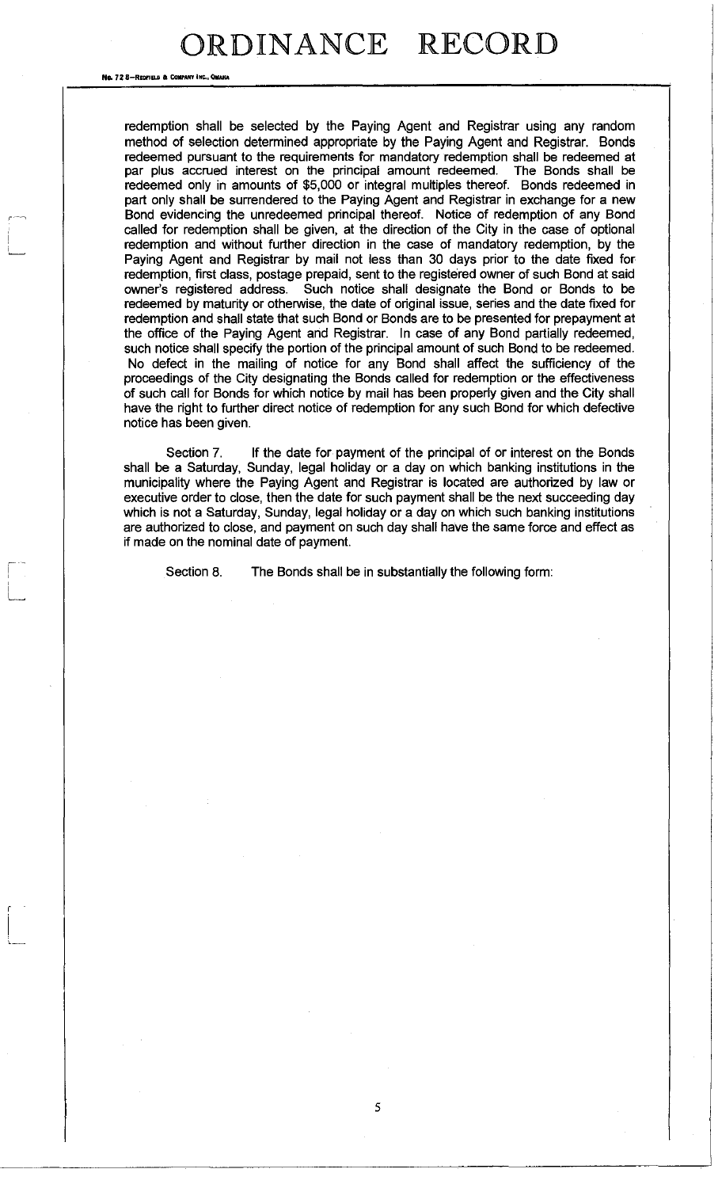redemption shall be selected by the Paying Agent and Registrar using any random method of selection determined appropriate by the Paying Agent and Registrar. Bonds redeemed pursuant to the requirements for mandatory redemption shall be redeemed at par plus accrued interest on the principal amount redeemed. The Bonds shall be redeemed only in amounts of $5,000 or integral multiples thereof. Bonds redeemed in part only shall be surrendered to the Paying Agent and Registrar in exchange for a new Bond evidencing the unredeemed principal thereof. Notice of redemption of any Bond called for redemption shall be given, at the direction of the City in the case of optional redemption and without further direction in the case of mandatory redemption, by the Paying Agent and Registrar by mail not less than 30 days prior to the date fixed for redemption, first class, postage prepaid, sent to the registered owner of such Bond at said owner's registered address. Such notice shall designate the Bond or Bonds to be redeemed by maturity or otherwise, the date of original issue, series and the date fixed for redemption and shall state that such Bond or Bonds are to be presented for prepayment at the office of the Paying Agent and Registrar. In case of any Bond partially redeemed, such notice shall specify the portion of the principal amount of such Bond to be redeemed. No defect in the mailing of notice for any Bond shall affect the sufficiency of the proceedings of the City designating the Bonds called for redemption or the effectiveness of such call for Bonds for which notice by mail has been properly given and the City shall have the right to further direct notice of redemption for any such Bond for which defective notice has been given.

Section 7. If the date for payment of the principal of or interest on the Bonds shall be a Saturday, Sunday, legal holiday or a day on which banking institutions in the municipality where the Paying Agent and Registrar is located are authorized by law or executive order to close, then the date for such payment shall be the next succeeding day which is not a Saturday, Sunday, legal holiday or a day on which such banking institutions are authorized to close, and payment on such day shall have the same force and effect as if made on the nominal date of payment.

Section 8. The Bonds shall be in substantially the following form: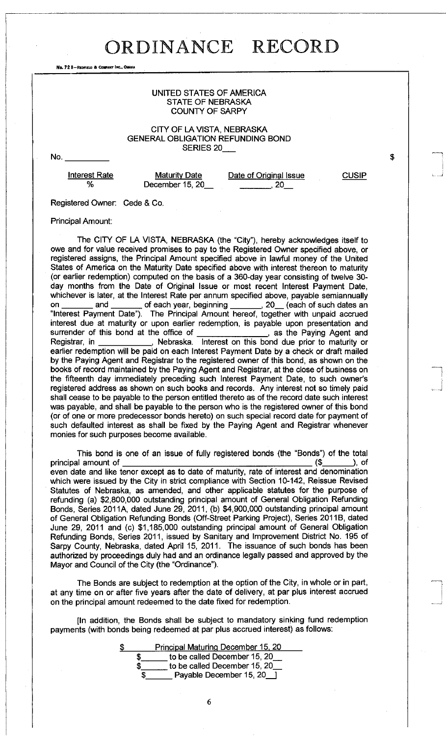# ORDINANCE RECORD

No. 72 8—Redfield & Company Inc., Omaha

UNITED STATES OF AMERICA
STATE OF NEBRASKA
COUNTY OF SARPY

CITY OF LA VISTA, NEBRASKA
GENERAL OBLIGATION REFUNDING BOND
SERIES 20___

No. __________ $

| Interest Rate | Maturity Date | Date of Original Issue | CUSIP |
|---|---|---|---|
| % | December 15, 20__ | ________, 20__ | |

Registered Owner: Cede & Co.

Principal Amount:

The CITY OF LA VISTA, NEBRASKA (the "City"), hereby acknowledges itself to owe and for value received promises to pay to the Registered Owner specified above, or registered assigns, the Principal Amount specified above in lawful money of the United States of America on the Maturity Date specified above with interest thereon to maturity (or earlier redemption) computed on the basis of a 360-day year consisting of twelve 30-day months from the Date of Original Issue or most recent Interest Payment Date, whichever is later, at the Interest Rate per annum specified above, payable semiannually on _______ and _______ of each year, beginning _______, 20__ (each of such dates an "Interest Payment Date"). The Principal Amount hereof, together with unpaid accrued interest due at maturity or upon earlier redemption, is payable upon presentation and surrender of this bond at the office of _______________, as the Paying Agent and Registrar, in ____________, Nebraska. Interest on this bond due prior to maturity or earlier redemption will be paid on each Interest Payment Date by a check or draft mailed by the Paying Agent and Registrar to the registered owner of this bond, as shown on the books of record maintained by the Paying Agent and Registrar, at the close of business on the fifteenth day immediately preceding such Interest Payment Date, to such owner's registered address as shown on such books and records. Any interest not so timely paid shall cease to be payable to the person entitled thereto as of the record date such interest was payable, and shall be payable to the person who is the registered owner of this bond (or of one or more predecessor bonds hereto) on such special record date for payment of such defaulted interest as shall be fixed by the Paying Agent and Registrar whenever monies for such purposes become available.

This bond is one of an issue of fully registered bonds (the "Bonds") of the total principal amount of ________________________________________ ($_______), of even date and like tenor except as to date of maturity, rate of interest and denomination which were issued by the City in strict compliance with Section 10-142, Reissue Revised Statutes of Nebraska, as amended, and other applicable statutes for the purpose of refunding (a) $2,800,000 outstanding principal amount of General Obligation Refunding Bonds, Series 2011A, dated June 29, 2011, (b) $4,900,000 outstanding principal amount of General Obligation Refunding Bonds (Off-Street Parking Project), Series 2011B, dated June 29, 2011 and (c) $1,185,000 outstanding principal amount of General Obligation Refunding Bonds, Series 2011, issued by Sanitary and Improvement District No. 195 of Sarpy County, Nebraska, dated April 15, 2011. The issuance of such bonds has been authorized by proceedings duly had and an ordinance legally passed and approved by the Mayor and Council of the City (the "Ordinance").

The Bonds are subject to redemption at the option of the City, in whole or in part, at any time on or after five years after the date of delivery, at par plus interest accrued on the principal amount redeemed to the date fixed for redemption.

[In addition, the Bonds shall be subject to mandatory sinking fund redemption payments (with bonds being redeemed at par plus accrued interest) as follows:

$ ______ Principal Maturing December 15, 20____
$______ to be called December 15, 20__
$______ to be called December 15, 20__
$______ Payable December 15, 20__]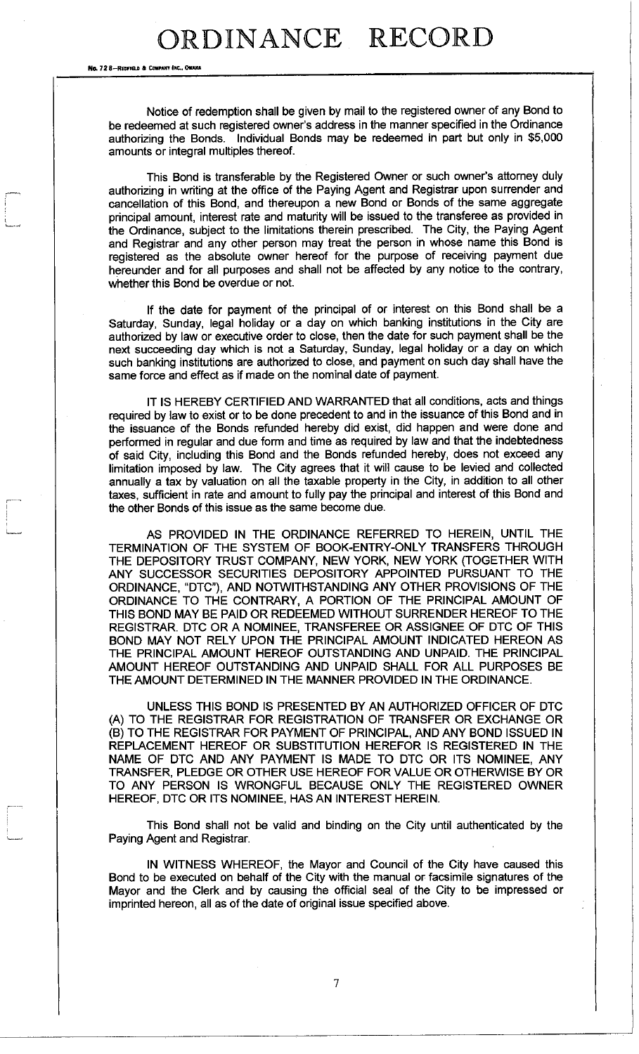Notice of redemption shall be given by mail to the registered owner of any Bond to be redeemed at such registered owner's address in the manner specified in the Ordinance authorizing the Bonds. Individual Bonds may be redeemed in part but only in $5,000 amounts or integral multiples thereof.

This Bond is transferable by the Registered Owner or such owner's attorney duly authorizing in writing at the office of the Paying Agent and Registrar upon surrender and cancellation of this Bond, and thereupon a new Bond or Bonds of the same aggregate principal amount, interest rate and maturity will be issued to the transferee as provided in the Ordinance, subject to the limitations therein prescribed. The City, the Paying Agent and Registrar and any other person may treat the person in whose name this Bond is registered as the absolute owner hereof for the purpose of receiving payment due hereunder and for all purposes and shall not be affected by any notice to the contrary, whether this Bond be overdue or not.

If the date for payment of the principal of or interest on this Bond shall be a Saturday, Sunday, legal holiday or a day on which banking institutions in the City are authorized by law or executive order to close, then the date for such payment shall be the next succeeding day which is not a Saturday, Sunday, legal holiday or a day on which such banking institutions are authorized to close, and payment on such day shall have the same force and effect as if made on the nominal date of payment.

IT IS HEREBY CERTIFIED AND WARRANTED that all conditions, acts and things required by law to exist or to be done precedent to and in the issuance of this Bond and in the issuance of the Bonds refunded hereby did exist, did happen and were done and performed in regular and due form and time as required by law and that the indebtedness of said City, including this Bond and the Bonds refunded hereby, does not exceed any limitation imposed by law. The City agrees that it will cause to be levied and collected annually a tax by valuation on all the taxable property in the City, in addition to all other taxes, sufficient in rate and amount to fully pay the principal and interest of this Bond and the other Bonds of this issue as the same become due.

AS PROVIDED IN THE ORDINANCE REFERRED TO HEREIN, UNTIL THE TERMINATION OF THE SYSTEM OF BOOK-ENTRY-ONLY TRANSFERS THROUGH THE DEPOSITORY TRUST COMPANY, NEW YORK, NEW YORK (TOGETHER WITH ANY SUCCESSOR SECURITIES DEPOSITORY APPOINTED PURSUANT TO THE ORDINANCE, "DTC"), AND NOTWITHSTANDING ANY OTHER PROVISIONS OF THE ORDINANCE TO THE CONTRARY, A PORTION OF THE PRINCIPAL AMOUNT OF THIS BOND MAY BE PAID OR REDEEMED WITHOUT SURRENDER HEREOF TO THE REGISTRAR. DTC OR A NOMINEE, TRANSFEREE OR ASSIGNEE OF DTC OF THIS BOND MAY NOT RELY UPON THE PRINCIPAL AMOUNT INDICATED HEREON AS THE PRINCIPAL AMOUNT HEREOF OUTSTANDING AND UNPAID. THE PRINCIPAL AMOUNT HEREOF OUTSTANDING AND UNPAID SHALL FOR ALL PURPOSES BE THE AMOUNT DETERMINED IN THE MANNER PROVIDED IN THE ORDINANCE.

UNLESS THIS BOND IS PRESENTED BY AN AUTHORIZED OFFICER OF DTC (A) TO THE REGISTRAR FOR REGISTRATION OF TRANSFER OR EXCHANGE OR (B) TO THE REGISTRAR FOR PAYMENT OF PRINCIPAL, AND ANY BOND ISSUED IN REPLACEMENT HEREOF OR SUBSTITUTION HEREFOR IS REGISTERED IN THE NAME OF DTC AND ANY PAYMENT IS MADE TO DTC OR ITS NOMINEE, ANY TRANSFER, PLEDGE OR OTHER USE HEREOF FOR VALUE OR OTHERWISE BY OR TO ANY PERSON IS WRONGFUL BECAUSE ONLY THE REGISTERED OWNER HEREOF, DTC OR ITS NOMINEE, HAS AN INTEREST HEREIN.

This Bond shall not be valid and binding on the City until authenticated by the Paying Agent and Registrar.

IN WITNESS WHEREOF, the Mayor and Council of the City have caused this Bond to be executed on behalf of the City with the manual or facsimile signatures of the Mayor and the Clerk and by causing the official seal of the City to be impressed or imprinted hereon, all as of the date of original issue specified above.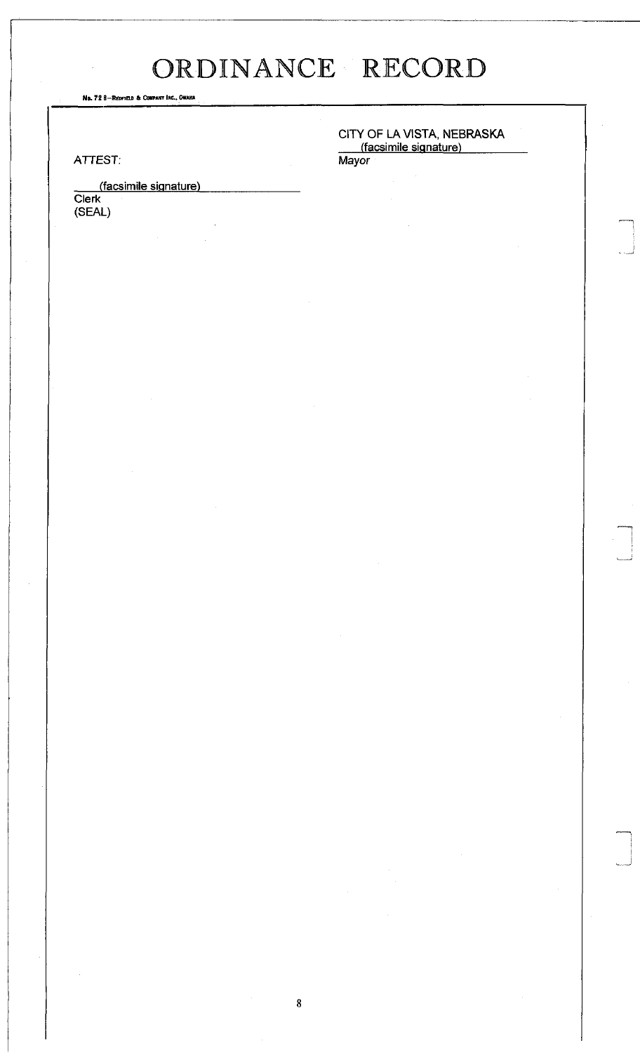CITY OF LA VISTA, NEBRASKA

(facsimile signature)

Mayor

ATTEST:

(facsimile signature)

Clerk

(SEAL)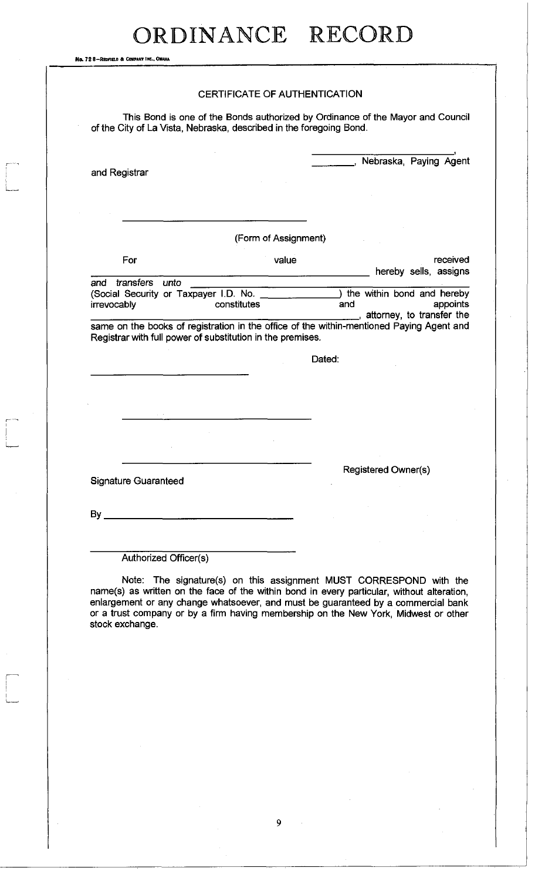# ORDINANCE RECORD

No. 72 8—REDFIELD & COMPANY INC., OMAHA

CERTIFICATE OF AUTHENTICATION

This Bond is one of the Bonds authorized by Ordinance of the Mayor and Council of the City of La Vista, Nebraska, described in the foregoing Bond.

_______________________,
________, Nebraska, Paying Agent and Registrar

_______________________

(Form of Assignment)

For value received _______________________ hereby sells, assigns and transfers unto _______________________ (Social Security or Taxpayer I.D. No. ____________) the within bond and hereby irrevocably constitutes and appoints _______________________, attorney, to transfer the same on the books of registration in the office of the within-mentioned Paying Agent and Registrar with full power of substitution in the premises.

Dated:

_______________________

_______________________

_______________________

Registered Owner(s)

Signature Guaranteed

By _______________________

_______________________
Authorized Officer(s)

Note: The signature(s) on this assignment MUST CORRESPOND with the name(s) as written on the face of the within bond in every particular, without alteration, enlargement or any change whatsoever, and must be guaranteed by a commercial bank or a trust company or by a firm having membership on the New York, Midwest or other stock exchange.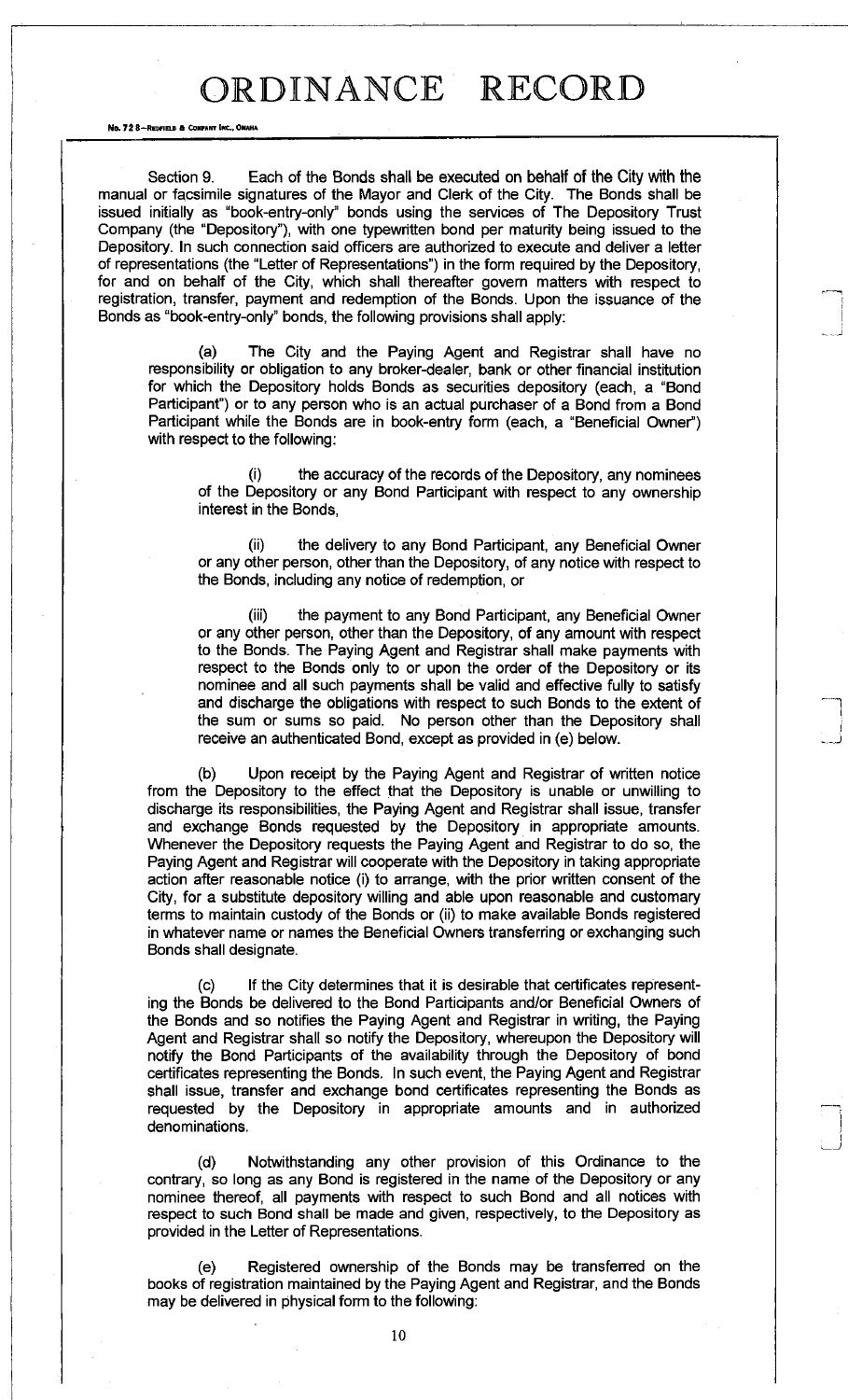Section 9. Each of the Bonds shall be executed on behalf of the City with the manual or facsimile signatures of the Mayor and Clerk of the City. The Bonds shall be issued initially as "book-entry-only" bonds using the services of The Depository Trust Company (the "Depository"), with one typewritten bond per maturity being issued to the Depository. In such connection said officers are authorized to execute and deliver a letter of representations (the "Letter of Representations") in the form required by the Depository, for and on behalf of the City, which shall thereafter govern matters with respect to registration, transfer, payment and redemption of the Bonds. Upon the issuance of the Bonds as "book-entry-only" bonds, the following provisions shall apply:

(a) The City and the Paying Agent and Registrar shall have no responsibility or obligation to any broker-dealer, bank or other financial institution for which the Depository holds Bonds as securities depository (each, a "Bond Participant") or to any person who is an actual purchaser of a Bond from a Bond Participant while the Bonds are in book-entry form (each, a "Beneficial Owner") with respect to the following:

(i) the accuracy of the records of the Depository, any nominees of the Depository or any Bond Participant with respect to any ownership interest in the Bonds,

(ii) the delivery to any Bond Participant, any Beneficial Owner or any other person, other than the Depository, of any notice with respect to the Bonds, including any notice of redemption, or

(iii) the payment to any Bond Participant, any Beneficial Owner or any other person, other than the Depository, of any amount with respect to the Bonds. The Paying Agent and Registrar shall make payments with respect to the Bonds only to or upon the order of the Depository or its nominee and all such payments shall be valid and effective fully to satisfy and discharge the obligations with respect to such Bonds to the extent of the sum or sums so paid. No person other than the Depository shall receive an authenticated Bond, except as provided in (e) below.

(b) Upon receipt by the Paying Agent and Registrar of written notice from the Depository to the effect that the Depository is unable or unwilling to discharge its responsibilities, the Paying Agent and Registrar shall issue, transfer and exchange Bonds requested by the Depository in appropriate amounts. Whenever the Depository requests the Paying Agent and Registrar to do so, the Paying Agent and Registrar will cooperate with the Depository in taking appropriate action after reasonable notice (i) to arrange, with the prior written consent of the City, for a substitute depository willing and able upon reasonable and customary terms to maintain custody of the Bonds or (ii) to make available Bonds registered in whatever name or names the Beneficial Owners transferring or exchanging such Bonds shall designate.

(c) If the City determines that it is desirable that certificates representing the Bonds be delivered to the Bond Participants and/or Beneficial Owners of the Bonds and so notifies the Paying Agent and Registrar in writing, the Paying Agent and Registrar shall so notify the Depository, whereupon the Depository will notify the Bond Participants of the availability through the Depository of bond certificates representing the Bonds. In such event, the Paying Agent and Registrar shall issue, transfer and exchange bond certificates representing the Bonds as requested by the Depository in appropriate amounts and in authorized denominations.

(d) Notwithstanding any other provision of this Ordinance to the contrary, so long as any Bond is registered in the name of the Depository or any nominee thereof, all payments with respect to such Bond and all notices with respect to such Bond shall be made and given, respectively, to the Depository as provided in the Letter of Representations.

(e) Registered ownership of the Bonds may be transferred on the books of registration maintained by the Paying Agent and Registrar, and the Bonds may be delivered in physical form to the following: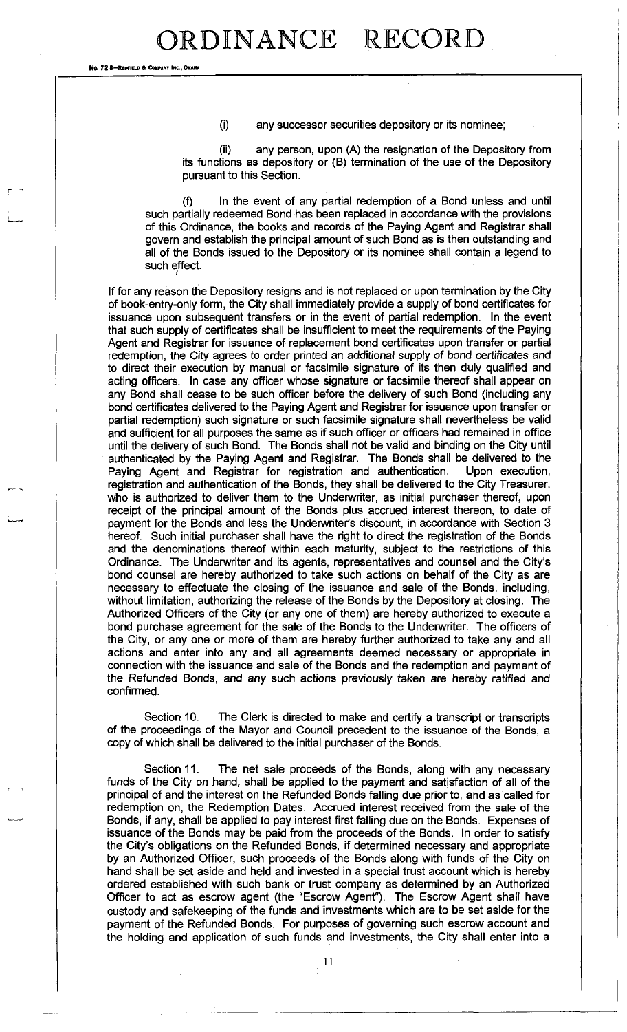(i) any successor securities depository or its nominee;

(ii) any person, upon (A) the resignation of the Depository from its functions as depository or (B) termination of the use of the Depository pursuant to this Section.

(f) In the event of any partial redemption of a Bond unless and until such partially redeemed Bond has been replaced in accordance with the provisions of this Ordinance, the books and records of the Paying Agent and Registrar shall govern and establish the principal amount of such Bond as is then outstanding and all of the Bonds issued to the Depository or its nominee shall contain a legend to such effect.

If for any reason the Depository resigns and is not replaced or upon termination by the City of book-entry-only form, the City shall immediately provide a supply of bond certificates for issuance upon subsequent transfers or in the event of partial redemption. In the event that such supply of certificates shall be insufficient to meet the requirements of the Paying Agent and Registrar for issuance of replacement bond certificates upon transfer or partial redemption, the City agrees to order printed an additional supply of bond certificates and to direct their execution by manual or facsimile signature of its then duly qualified and acting officers. In case any officer whose signature or facsimile thereof shall appear on any Bond shall cease to be such officer before the delivery of such Bond (including any bond certificates delivered to the Paying Agent and Registrar for issuance upon transfer or partial redemption) such signature or such facsimile signature shall nevertheless be valid and sufficient for all purposes the same as if such officer or officers had remained in office until the delivery of such Bond. The Bonds shall not be valid and binding on the City until authenticated by the Paying Agent and Registrar. The Bonds shall be delivered to the Paying Agent and Registrar for registration and authentication. Upon execution, registration and authentication of the Bonds, they shall be delivered to the City Treasurer, who is authorized to deliver them to the Underwriter, as initial purchaser thereof, upon receipt of the principal amount of the Bonds plus accrued interest thereon, to date of payment for the Bonds and less the Underwriter's discount, in accordance with Section 3 hereof. Such initial purchaser shall have the right to direct the registration of the Bonds and the denominations thereof within each maturity, subject to the restrictions of this Ordinance. The Underwriter and its agents, representatives and counsel and the City's bond counsel are hereby authorized to take such actions on behalf of the City as are necessary to effectuate the closing of the issuance and sale of the Bonds, including, without limitation, authorizing the release of the Bonds by the Depository at closing. The Authorized Officers of the City (or any one of them) are hereby authorized to execute a bond purchase agreement for the sale of the Bonds to the Underwriter. The officers of the City, or any one or more of them are hereby further authorized to take any and all actions and enter into any and all agreements deemed necessary or appropriate in connection with the issuance and sale of the Bonds and the redemption and payment of the Refunded Bonds, and any such actions previously taken are hereby ratified and confirmed.

Section 10. The Clerk is directed to make and certify a transcript or transcripts of the proceedings of the Mayor and Council precedent to the issuance of the Bonds, a copy of which shall be delivered to the initial purchaser of the Bonds.

Section 11. The net sale proceeds of the Bonds, along with any necessary funds of the City on hand, shall be applied to the payment and satisfaction of all of the principal of and the interest on the Refunded Bonds falling due prior to, and as called for redemption on, the Redemption Dates. Accrued interest received from the sale of the Bonds, if any, shall be applied to pay interest first falling due on the Bonds. Expenses of issuance of the Bonds may be paid from the proceeds of the Bonds. In order to satisfy the City's obligations on the Refunded Bonds, if determined necessary and appropriate by an Authorized Officer, such proceeds of the Bonds along with funds of the City on hand shall be set aside and held and invested in a special trust account which is hereby ordered established with such bank or trust company as determined by an Authorized Officer to act as escrow agent (the "Escrow Agent"). The Escrow Agent shall have custody and safekeeping of the funds and investments which are to be set aside for the payment of the Refunded Bonds. For purposes of governing such escrow account and the holding and application of such funds and investments, the City shall enter into a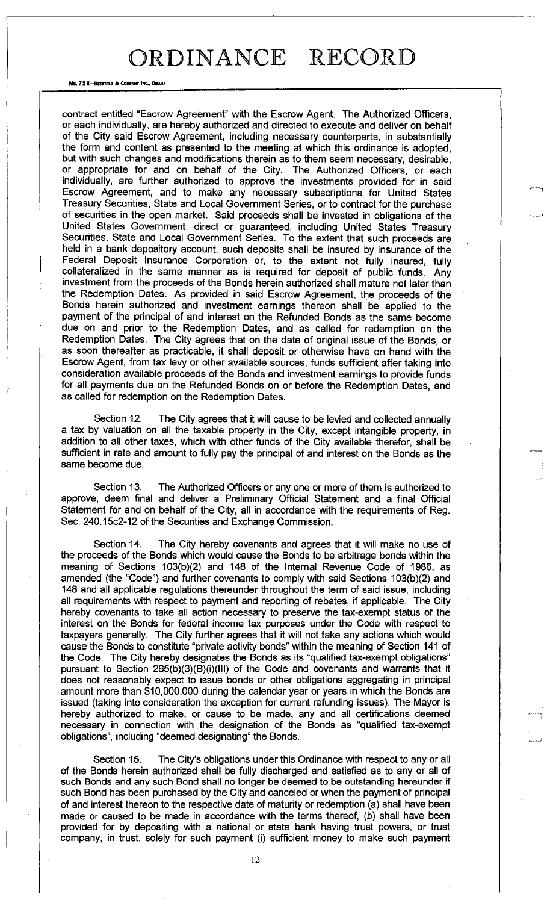contract entitled "Escrow Agreement" with the Escrow Agent. The Authorized Officers, or each individually, are hereby authorized and directed to execute and deliver on behalf of the City said Escrow Agreement, including necessary counterparts, in substantially the form and content as presented to the meeting at which this ordinance is adopted, but with such changes and modifications therein as to them seem necessary, desirable, or appropriate for and on behalf of the City. The Authorized Officers, or each individually, are further authorized to approve the investments provided for in said Escrow Agreement, and to make any necessary subscriptions for United States Treasury Securities, State and Local Government Series, or to contract for the purchase of securities in the open market. Said proceeds shall be invested in obligations of the United States Government, direct or guaranteed, including United States Treasury Securities, State and Local Government Series. To the extent that such proceeds are held in a bank depository account, such deposits shall be insured by insurance of the Federal Deposit Insurance Corporation or, to the extent not fully insured, fully collateralized in the same manner as is required for deposit of public funds. Any investment from the proceeds of the Bonds herein authorized shall mature not later than the Redemption Dates. As provided in said Escrow Agreement, the proceeds of the Bonds herein authorized and investment earnings thereon shall be applied to the payment of the principal of and interest on the Refunded Bonds as the same become due on and prior to the Redemption Dates, and as called for redemption on the Redemption Dates. The City agrees that on the date of original issue of the Bonds, or as soon thereafter as practicable, it shall deposit or otherwise have on hand with the Escrow Agent, from tax levy or other available sources, funds sufficient after taking into consideration available proceeds of the Bonds and investment earnings to provide funds for all payments due on the Refunded Bonds on or before the Redemption Dates, and as called for redemption on the Redemption Dates.

Section 12. The City agrees that it will cause to be levied and collected annually a tax by valuation on all the taxable property in the City, except intangible property, in addition to all other taxes, which with other funds of the City available therefor, shall be sufficient in rate and amount to fully pay the principal of and interest on the Bonds as the same become due.

Section 13. The Authorized Officers or any one or more of them is authorized to approve, deem final and deliver a Preliminary Official Statement and a final Official Statement for and on behalf of the City, all in accordance with the requirements of Reg. Sec. 240.15c2-12 of the Securities and Exchange Commission.

Section 14. The City hereby covenants and agrees that it will make no use of the proceeds of the Bonds which would cause the Bonds to be arbitrage bonds within the meaning of Sections 103(b)(2) and 148 of the Internal Revenue Code of 1986, as amended (the "Code") and further covenants to comply with said Sections 103(b)(2) and 148 and all applicable regulations thereunder throughout the term of said issue, including all requirements with respect to payment and reporting of rebates, if applicable. The City hereby covenants to take all action necessary to preserve the tax-exempt status of the interest on the Bonds for federal income tax purposes under the Code with respect to taxpayers generally. The City further agrees that it will not take any actions which would cause the Bonds to constitute "private activity bonds" within the meaning of Section 141 of the Code. The City hereby designates the Bonds as its "qualified tax-exempt obligations" pursuant to Section 265(b)(3)(B)(i)(III) of the Code and covenants and warrants that it does not reasonably expect to issue bonds or other obligations aggregating in principal amount more than $10,000,000 during the calendar year or years in which the Bonds are issued (taking into consideration the exception for current refunding issues). The Mayor is hereby authorized to make, or cause to be made, any and all certifications deemed necessary in connection with the designation of the Bonds as "qualified tax-exempt obligations", including "deemed designating" the Bonds.

Section 15. The City's obligations under this Ordinance with respect to any or all of the Bonds herein authorized shall be fully discharged and satisfied as to any or all of such Bonds and any such Bond shall no longer be deemed to be outstanding hereunder if such Bond has been purchased by the City and canceled or when the payment of principal of and interest thereon to the respective date of maturity or redemption (a) shall have been made or caused to be made in accordance with the terms thereof, (b) shall have been provided for by depositing with a national or state bank having trust powers, or trust company, in trust, solely for such payment (i) sufficient money to make such payment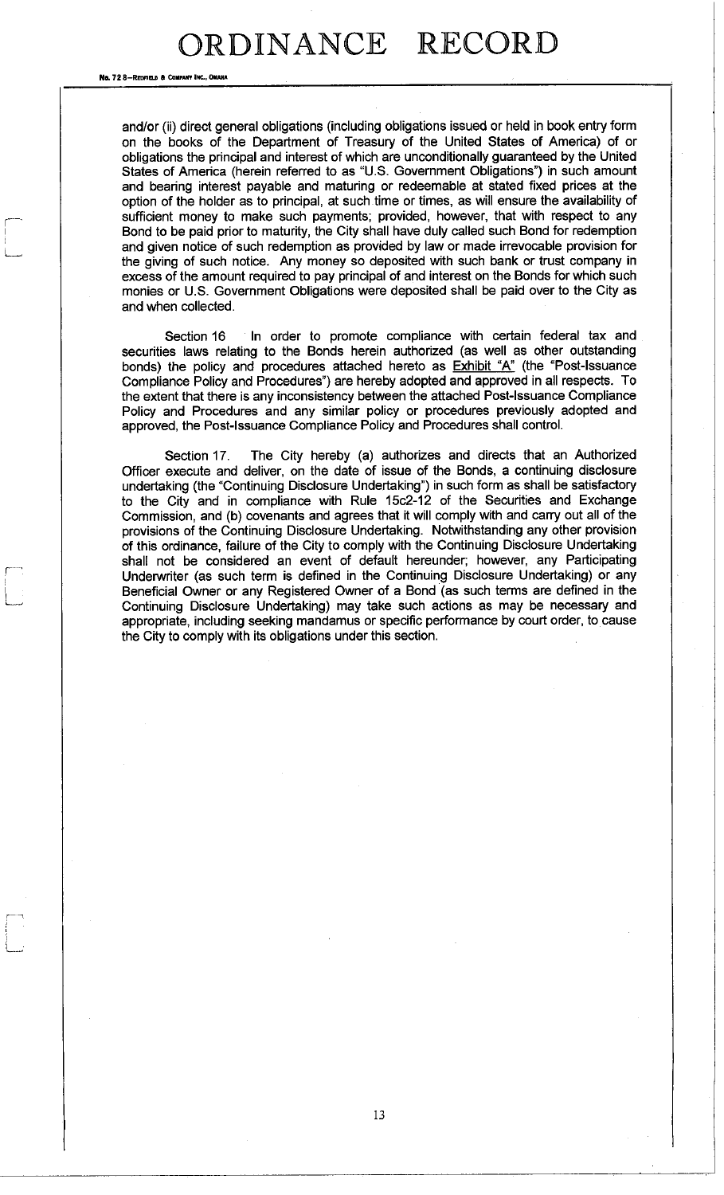and/or (ii) direct general obligations (including obligations issued or held in book entry form on the books of the Department of Treasury of the United States of America) of or obligations the principal and interest of which are unconditionally guaranteed by the United States of America (herein referred to as "U.S. Government Obligations") in such amount and bearing interest payable and maturing or redeemable at stated fixed prices at the option of the holder as to principal, at such time or times, as will ensure the availability of sufficient money to make such payments; provided, however, that with respect to any Bond to be paid prior to maturity, the City shall have duly called such Bond for redemption and given notice of such redemption as provided by law or made irrevocable provision for the giving of such notice. Any money so deposited with such bank or trust company in excess of the amount required to pay principal of and interest on the Bonds for which such monies or U.S. Government Obligations were deposited shall be paid over to the City as and when collected.

Section 16 In order to promote compliance with certain federal tax and securities laws relating to the Bonds herein authorized (as well as other outstanding bonds) the policy and procedures attached hereto as Exhibit "A" (the "Post-Issuance Compliance Policy and Procedures") are hereby adopted and approved in all respects. To the extent that there is any inconsistency between the attached Post-Issuance Compliance Policy and Procedures and any similar policy or procedures previously adopted and approved, the Post-Issuance Compliance Policy and Procedures shall control.

Section 17. The City hereby (a) authorizes and directs that an Authorized Officer execute and deliver, on the date of issue of the Bonds, a continuing disclosure undertaking (the "Continuing Disclosure Undertaking") in such form as shall be satisfactory to the City and in compliance with Rule 15c2-12 of the Securities and Exchange Commission, and (b) covenants and agrees that it will comply with and carry out all of the provisions of the Continuing Disclosure Undertaking. Notwithstanding any other provision of this ordinance, failure of the City to comply with the Continuing Disclosure Undertaking shall not be considered an event of default hereunder; however, any Participating Underwriter (as such term is defined in the Continuing Disclosure Undertaking) or any Beneficial Owner or any Registered Owner of a Bond (as such terms are defined in the Continuing Disclosure Undertaking) may take such actions as may be necessary and appropriate, including seeking mandamus or specific performance by court order, to cause the City to comply with its obligations under this section.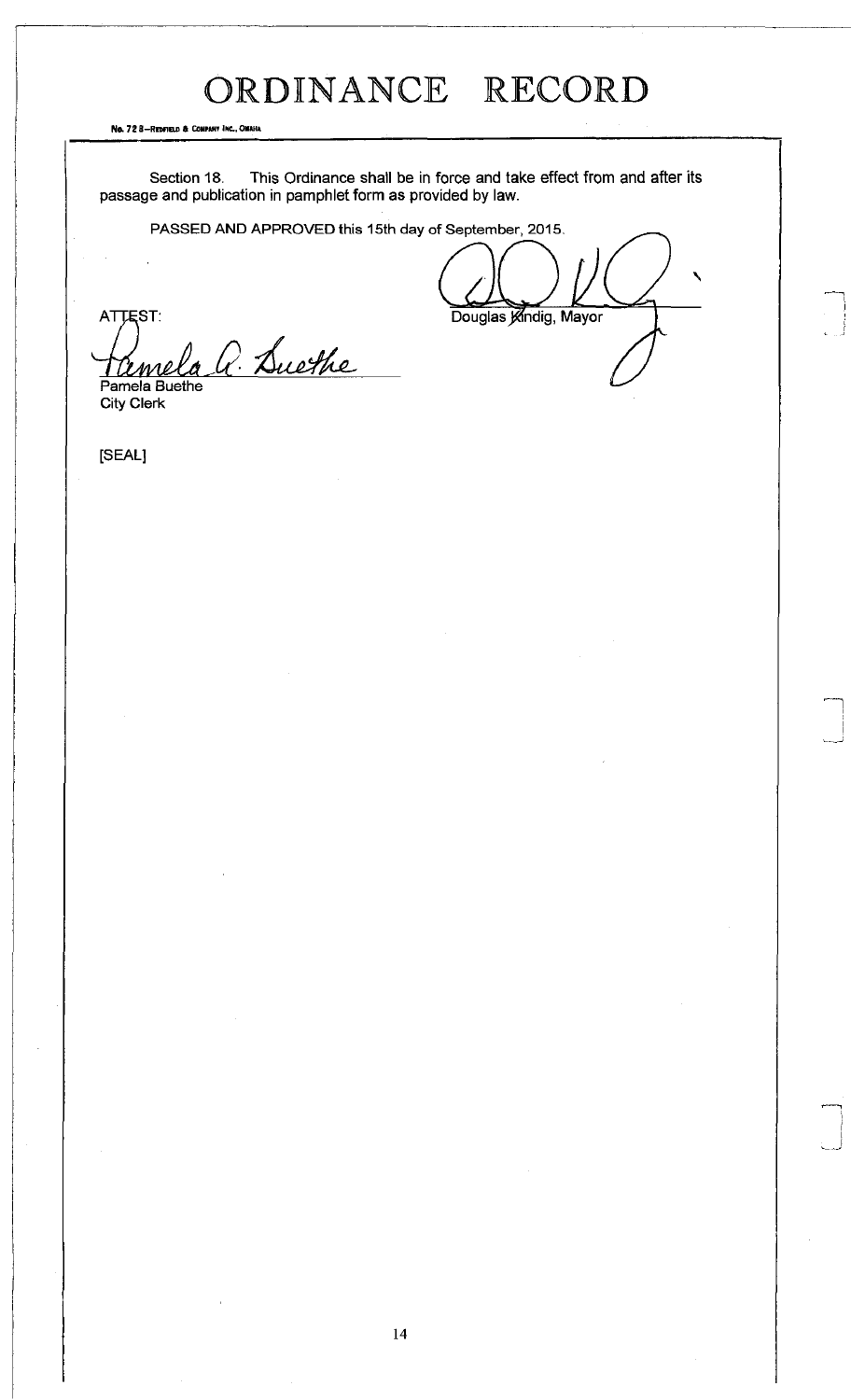# ORDINANCE RECORD

Section 18. This Ordinance shall be in force and take effect from and after its passage and publication in pamphlet form as provided by law.

PASSED AND APPROVED this 15th day of September, 2015.

Douglas Kindig, Mayor

ATTEST:

Pamela A. Buethe

Pamela Buethe
City Clerk

[SEAL]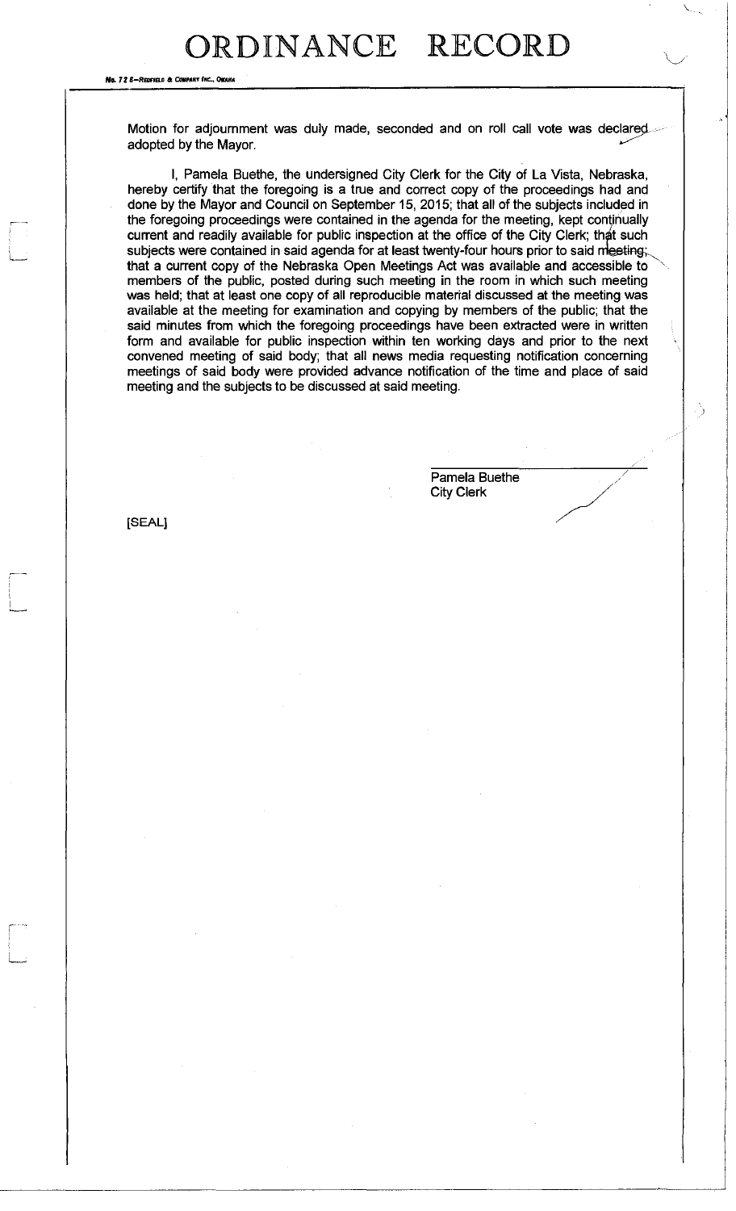Motion for adjournment was duly made, seconded and on roll call vote was declared adopted by the Mayor.

I, Pamela Buethe, the undersigned City Clerk for the City of La Vista, Nebraska, hereby certify that the foregoing is a true and correct copy of the proceedings had and done by the Mayor and Council on September 15, 2015; that all of the subjects included in the foregoing proceedings were contained in the agenda for the meeting, kept continually current and readily available for public inspection at the office of the City Clerk; that such subjects were contained in said agenda for at least twenty-four hours prior to said meeting; that a current copy of the Nebraska Open Meetings Act was available and accessible to members of the public, posted during such meeting in the room in which such meeting was held; that at least one copy of all reproducible material discussed at the meeting was available at the meeting for examination and copying by members of the public; that the said minutes from which the foregoing proceedings have been extracted were in written form and available for public inspection within ten working days and prior to the next convened meeting of said body; that all news media requesting notification concerning meetings of said body were provided advance notification of the time and place of said meeting and the subjects to be discussed at said meeting.

Pamela Buethe
City Clerk

[SEAL]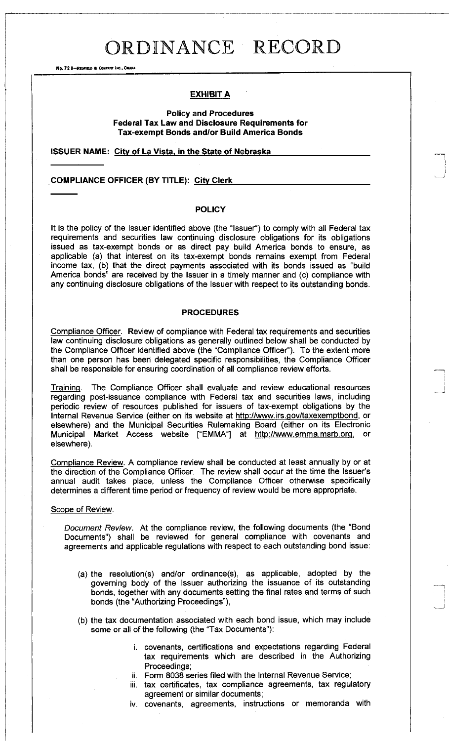# ORDINANCE RECORD

## EXHIBIT A

**Policy and Procedures**
**Federal Tax Law and Disclosure Requirements for**
**Tax-exempt Bonds and/or Build America Bonds**

**ISSUER NAME: City of La Vista, in the State of Nebraska**

**COMPLIANCE OFFICER (BY TITLE): City Clerk**

### POLICY

It is the policy of the Issuer identified above (the "Issuer") to comply with all Federal tax requirements and securities law continuing disclosure obligations for its obligations issued as tax-exempt bonds or as direct pay build America bonds to ensure, as applicable (a) that interest on its tax-exempt bonds remains exempt from Federal income tax, (b) that the direct payments associated with its bonds issued as "build America bonds" are received by the Issuer in a timely manner and (c) compliance with any continuing disclosure obligations of the Issuer with respect to its outstanding bonds.

### PROCEDURES

Compliance Officer. Review of compliance with Federal tax requirements and securities law continuing disclosure obligations as generally outlined below shall be conducted by the Compliance Officer identified above (the "Compliance Officer"). To the extent more than one person has been delegated specific responsibilities, the Compliance Officer shall be responsible for ensuring coordination of all compliance review efforts.

Training. The Compliance Officer shall evaluate and review educational resources regarding post-issuance compliance with Federal tax and securities laws, including periodic review of resources published for issuers of tax-exempt obligations by the Internal Revenue Service (either on its website at http://www.irs.gov/taxexemptbond, or elsewhere) and the Municipal Securities Rulemaking Board (either on its Electronic Municipal Market Access website ["EMMA"] at http://www.emma.msrb.org, or elsewhere).

Compliance Review. A compliance review shall be conducted at least annually by or at the direction of the Compliance Officer. The review shall occur at the time the Issuer's annual audit takes place, unless the Compliance Officer otherwise specifically determines a different time period or frequency of review would be more appropriate.

Scope of Review.

*Document Review.* At the compliance review, the following documents (the "Bond Documents") shall be reviewed for general compliance with covenants and agreements and applicable regulations with respect to each outstanding bond issue:

(a) the resolution(s) and/or ordinance(s), as applicable, adopted by the governing body of the Issuer authorizing the issuance of its outstanding bonds, together with any documents setting the final rates and terms of such bonds (the "Authorizing Proceedings"),

(b) the tax documentation associated with each bond issue, which may include some or all of the following (the "Tax Documents"):

i. covenants, certifications and expectations regarding Federal tax requirements which are described in the Authorizing Proceedings;
ii. Form 8038 series filed with the Internal Revenue Service;
iii. tax certificates, tax compliance agreements, tax regulatory agreement or similar documents;
iv. covenants, agreements, instructions or memoranda with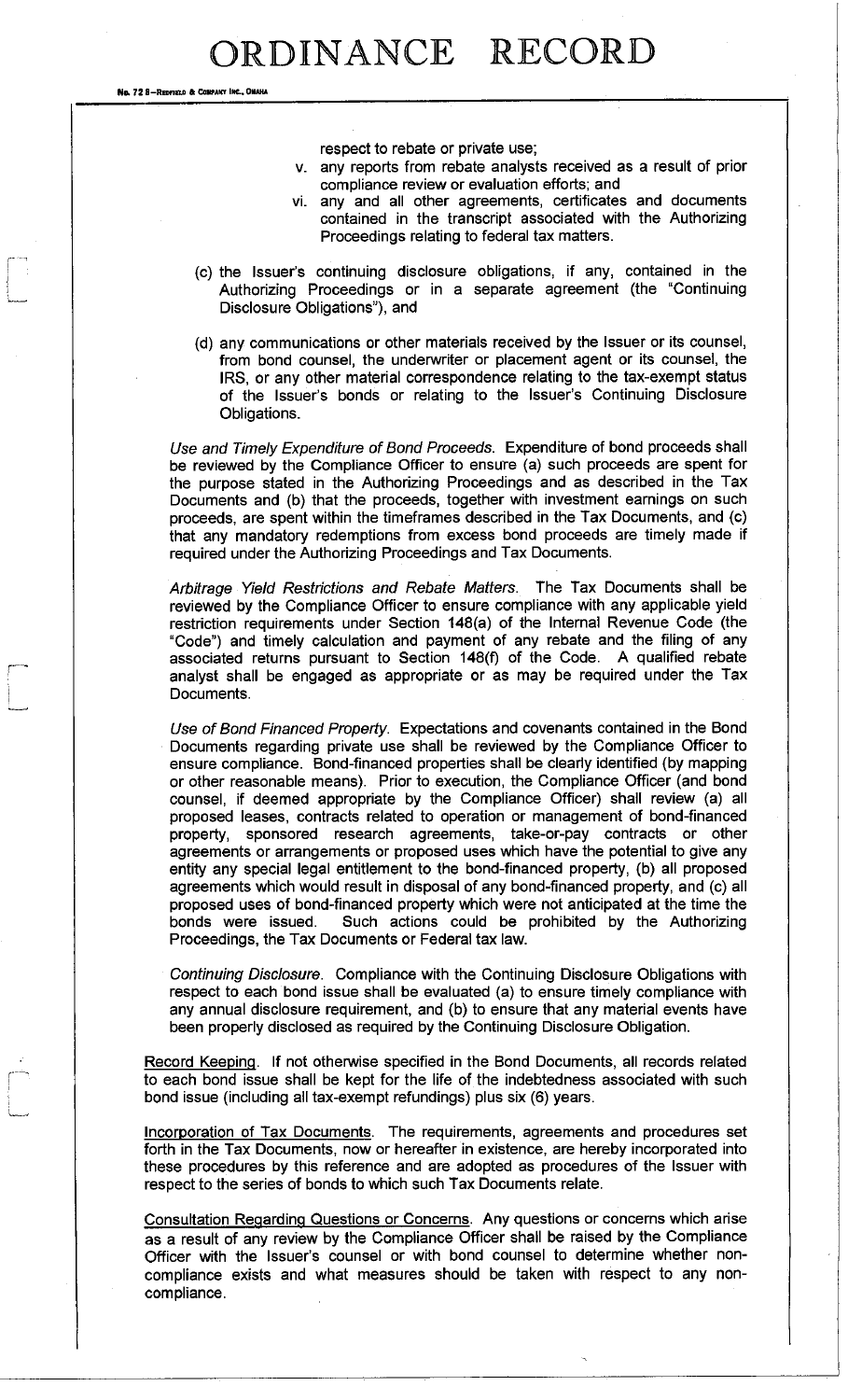respect to rebate or private use;

v. any reports from rebate analysts received as a result of prior compliance review or evaluation efforts; and

vi. any and all other agreements, certificates and documents contained in the transcript associated with the Authorizing Proceedings relating to federal tax matters.

(c) the Issuer's continuing disclosure obligations, if any, contained in the Authorizing Proceedings or in a separate agreement (the "Continuing Disclosure Obligations"), and

(d) any communications or other materials received by the Issuer or its counsel, from bond counsel, the underwriter or placement agent or its counsel, the IRS, or any other material correspondence relating to the tax-exempt status of the Issuer's bonds or relating to the Issuer's Continuing Disclosure Obligations.

*Use and Timely Expenditure of Bond Proceeds.* Expenditure of bond proceeds shall be reviewed by the Compliance Officer to ensure (a) such proceeds are spent for the purpose stated in the Authorizing Proceedings and as described in the Tax Documents and (b) that the proceeds, together with investment earnings on such proceeds, are spent within the timeframes described in the Tax Documents, and (c) that any mandatory redemptions from excess bond proceeds are timely made if required under the Authorizing Proceedings and Tax Documents.

*Arbitrage Yield Restrictions and Rebate Matters.* The Tax Documents shall be reviewed by the Compliance Officer to ensure compliance with any applicable yield restriction requirements under Section 148(a) of the Internal Revenue Code (the "Code") and timely calculation and payment of any rebate and the filing of any associated returns pursuant to Section 148(f) of the Code. A qualified rebate analyst shall be engaged as appropriate or as may be required under the Tax Documents.

*Use of Bond Financed Property.* Expectations and covenants contained in the Bond Documents regarding private use shall be reviewed by the Compliance Officer to ensure compliance. Bond-financed properties shall be clearly identified (by mapping or other reasonable means). Prior to execution, the Compliance Officer (and bond counsel, if deemed appropriate by the Compliance Officer) shall review (a) all proposed leases, contracts related to operation or management of bond-financed property, sponsored research agreements, take-or-pay contracts or other agreements or arrangements or proposed uses which have the potential to give any entity any special legal entitlement to the bond-financed property, (b) all proposed agreements which would result in disposal of any bond-financed property, and (c) all proposed uses of bond-financed property which were not anticipated at the time the bonds were issued. Such actions could be prohibited by the Authorizing Proceedings, the Tax Documents or Federal tax law.

*Continuing Disclosure.* Compliance with the Continuing Disclosure Obligations with respect to each bond issue shall be evaluated (a) to ensure timely compliance with any annual disclosure requirement, and (b) to ensure that any material events have been properly disclosed as required by the Continuing Disclosure Obligation.

Record Keeping. If not otherwise specified in the Bond Documents, all records related to each bond issue shall be kept for the life of the indebtedness associated with such bond issue (including all tax-exempt refundings) plus six (6) years.

Incorporation of Tax Documents. The requirements, agreements and procedures set forth in the Tax Documents, now or hereafter in existence, are hereby incorporated into these procedures by this reference and are adopted as procedures of the Issuer with respect to the series of bonds to which such Tax Documents relate.

Consultation Regarding Questions or Concerns. Any questions or concerns which arise as a result of any review by the Compliance Officer shall be raised by the Compliance Officer with the Issuer's counsel or with bond counsel to determine whether non-compliance exists and what measures should be taken with respect to any non-compliance.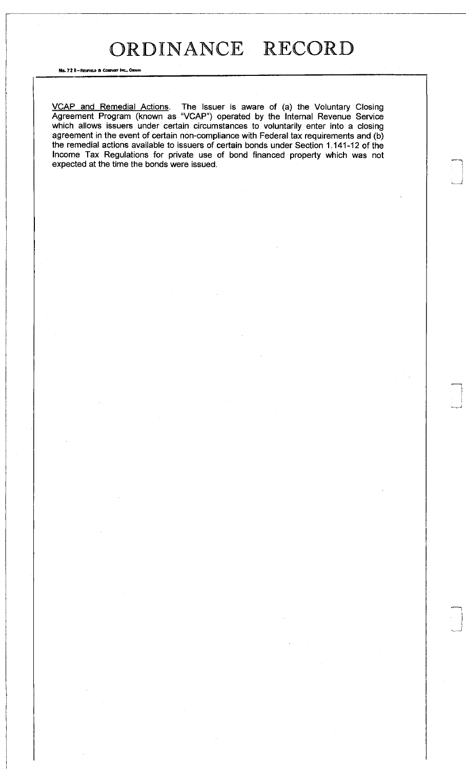VCAP and Remedial Actions. The Issuer is aware of (a) the Voluntary Closing Agreement Program (known as "VCAP") operated by the Internal Revenue Service which allows issuers under certain circumstances to voluntarily enter into a closing agreement in the event of certain non-compliance with Federal tax requirements and (b) the remedial actions available to issuers of certain bonds under Section 1.141-12 of the Income Tax Regulations for private use of bond financed property which was not expected at the time the bonds were issued.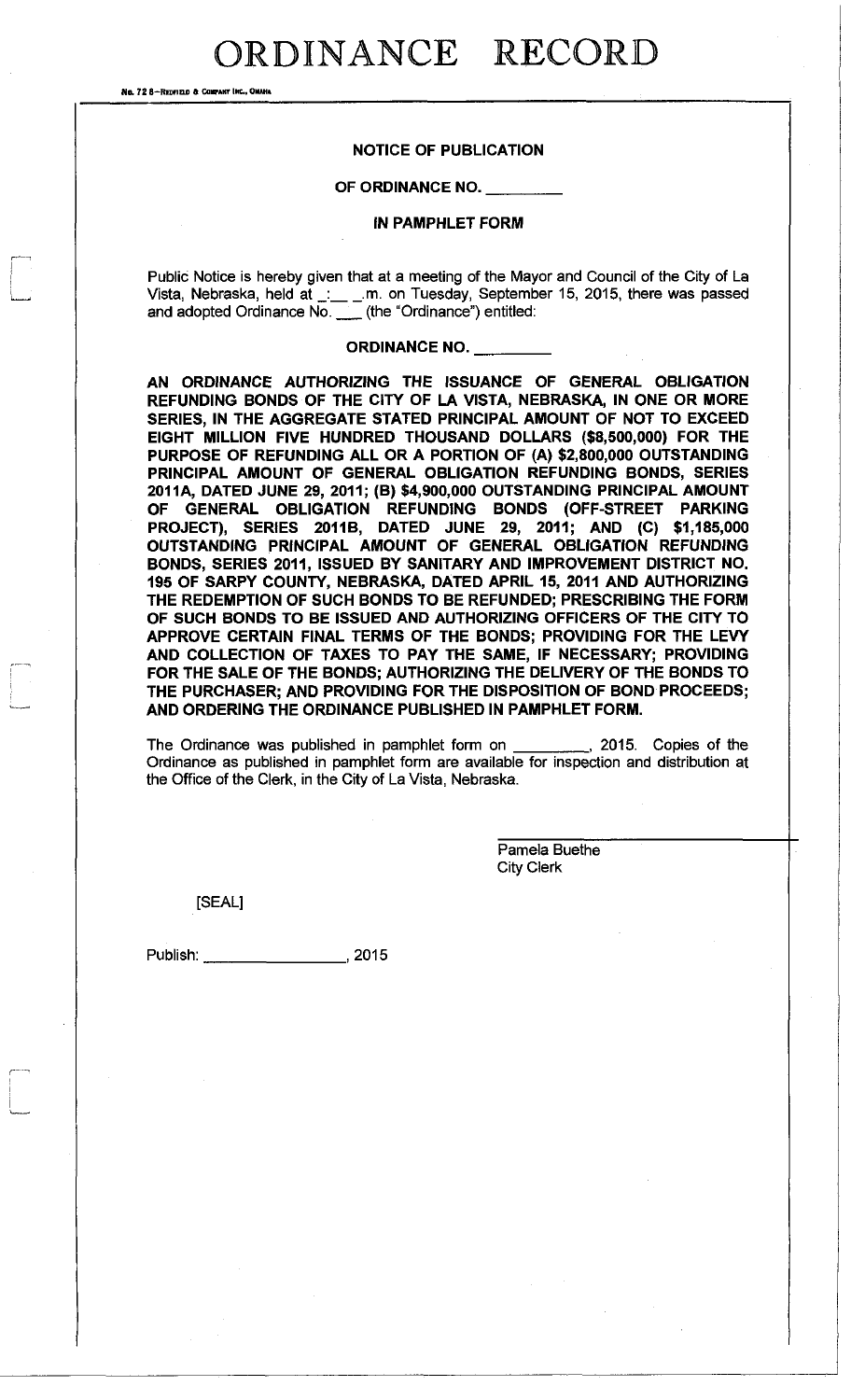# ORDINANCE RECORD

No. 72 8—Redfield & Company Inc., Omaha

**NOTICE OF PUBLICATION**

**OF ORDINANCE NO. _________**

**IN PAMPHLET FORM**

Public Notice is hereby given that at a meeting of the Mayor and Council of the City of La Vista, Nebraska, held at _:__ _.m. on Tuesday, September 15, 2015, there was passed and adopted Ordinance No. ___ (the "Ordinance") entitled:

**ORDINANCE NO. _________**

**AN ORDINANCE AUTHORIZING THE ISSUANCE OF GENERAL OBLIGATION REFUNDING BONDS OF THE CITY OF LA VISTA, NEBRASKA, IN ONE OR MORE SERIES, IN THE AGGREGATE STATED PRINCIPAL AMOUNT OF NOT TO EXCEED EIGHT MILLION FIVE HUNDRED THOUSAND DOLLARS ($8,500,000) FOR THE PURPOSE OF REFUNDING ALL OR A PORTION OF (A) $2,800,000 OUTSTANDING PRINCIPAL AMOUNT OF GENERAL OBLIGATION REFUNDING BONDS, SERIES 2011A, DATED JUNE 29, 2011; (B) $4,900,000 OUTSTANDING PRINCIPAL AMOUNT OF GENERAL OBLIGATION REFUNDING BONDS (OFF-STREET PARKING PROJECT), SERIES 2011B, DATED JUNE 29, 2011; AND (C) $1,185,000 OUTSTANDING PRINCIPAL AMOUNT OF GENERAL OBLIGATION REFUNDING BONDS, SERIES 2011, ISSUED BY SANITARY AND IMPROVEMENT DISTRICT NO. 195 OF SARPY COUNTY, NEBRASKA, DATED APRIL 15, 2011 AND AUTHORIZING THE REDEMPTION OF SUCH BONDS TO BE REFUNDED; PRESCRIBING THE FORM OF SUCH BONDS TO BE ISSUED AND AUTHORIZING OFFICERS OF THE CITY TO APPROVE CERTAIN FINAL TERMS OF THE BONDS; PROVIDING FOR THE LEVY AND COLLECTION OF TAXES TO PAY THE SAME, IF NECESSARY; PROVIDING FOR THE SALE OF THE BONDS; AUTHORIZING THE DELIVERY OF THE BONDS TO THE PURCHASER; AND PROVIDING FOR THE DISPOSITION OF BOND PROCEEDS; AND ORDERING THE ORDINANCE PUBLISHED IN PAMPHLET FORM.**

The Ordinance was published in pamphlet form on _________, 2015. Copies of the Ordinance as published in pamphlet form are available for inspection and distribution at the Office of the Clerk, in the City of La Vista, Nebraska.

Pamela Buethe
City Clerk

[SEAL]

Publish: _________________, 2015